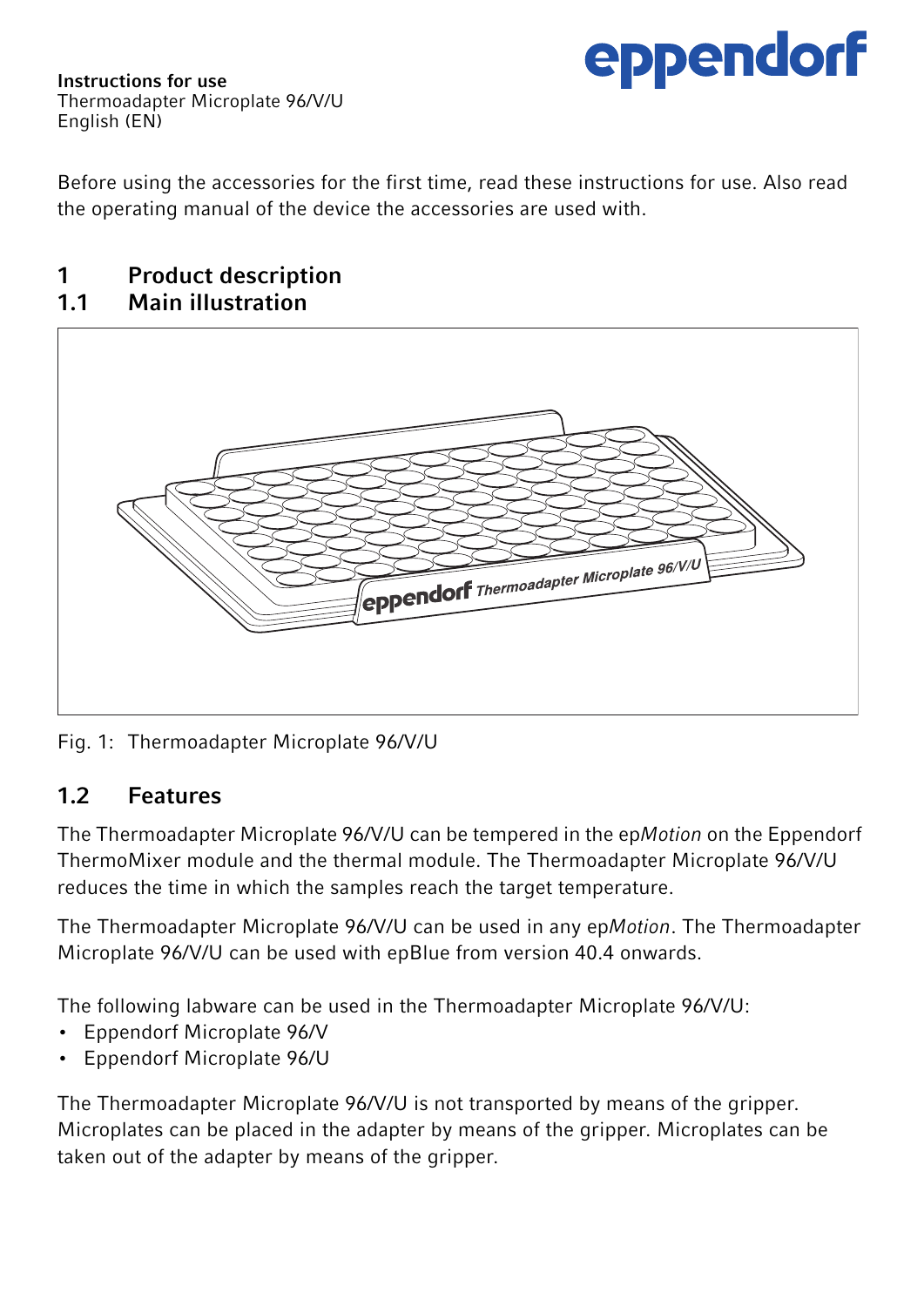**Instructions for use**
Thermoadapter Microplate 96/V/U
English (EN)

eppendorf

Before using the accessories for the first time, read these instructions for use. Also read the operating manual of the device the accessories are used with.

# 1 Product description

## 1.1 Main illustration

Fig. 1: Thermoadapter Microplate 96/V/U

## 1.2 Features

The Thermoadapter Microplate 96/V/U can be tempered in the ep*Motion* on the Eppendorf ThermoMixer module and the thermal module. The Thermoadapter Microplate 96/V/U reduces the time in which the samples reach the target temperature.

The Thermoadapter Microplate 96/V/U can be used in any ep*Motion*. The Thermoadapter Microplate 96/V/U can be used with epBlue from version 40.4 onwards.

The following labware can be used in the Thermoadapter Microplate 96/V/U:

- Eppendorf Microplate 96/V
- Eppendorf Microplate 96/U

The Thermoadapter Microplate 96/V/U is not transported by means of the gripper. Microplates can be placed in the adapter by means of the gripper. Microplates can be taken out of the adapter by means of the gripper.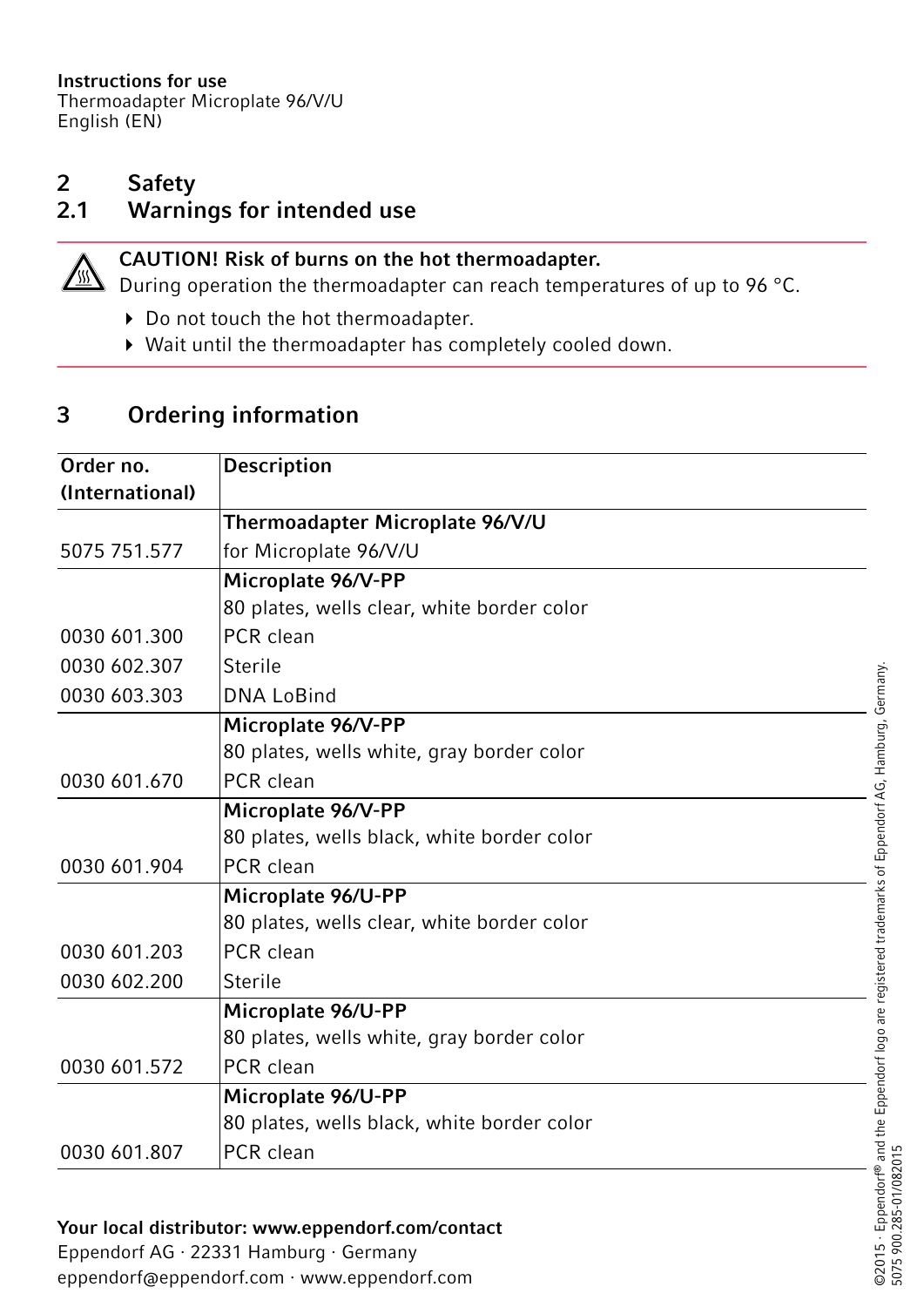**Instructions for use**
Thermoadapter Microplate 96/V/U
English (EN)

## 2 Safety

### 2.1 Warnings for intended use

**CAUTION! Risk of burns on the hot thermoadapter.**
During operation the thermoadapter can reach temperatures of up to 96 °C.

- Do not touch the hot thermoadapter.
- Wait until the thermoadapter has completely cooled down.

## 3 Ordering information

| Order no. (International) | Description |
|---|---|
| | **Thermoadapter Microplate 96/V/U** |
| 5075 751.577 | for Microplate 96/V/U |
| | **Microplate 96/V-PP** |
| | 80 plates, wells clear, white border color |
| 0030 601.300 | PCR clean |
| 0030 602.307 | Sterile |
| 0030 603.303 | DNA LoBind |
| | **Microplate 96/V-PP** |
| | 80 plates, wells white, gray border color |
| 0030 601.670 | PCR clean |
| | **Microplate 96/V-PP** |
| | 80 plates, wells black, white border color |
| 0030 601.904 | PCR clean |
| | **Microplate 96/U-PP** |
| | 80 plates, wells clear, white border color |
| 0030 601.203 | PCR clean |
| 0030 602.200 | Sterile |
| | **Microplate 96/U-PP** |
| | 80 plates, wells white, gray border color |
| 0030 601.572 | PCR clean |
| | **Microplate 96/U-PP** |
| | 80 plates, wells black, white border color |
| 0030 601.807 | PCR clean |

**Your local distributor: www.eppendorf.com/contact**
Eppendorf AG · 22331 Hamburg · Germany
eppendorf@eppendorf.com · www.eppendorf.com

©2015 · Eppendorf® and the Eppendorf logo are registered trademarks of Eppendorf AG, Hamburg, Germany.
5075 900.285-01/082015